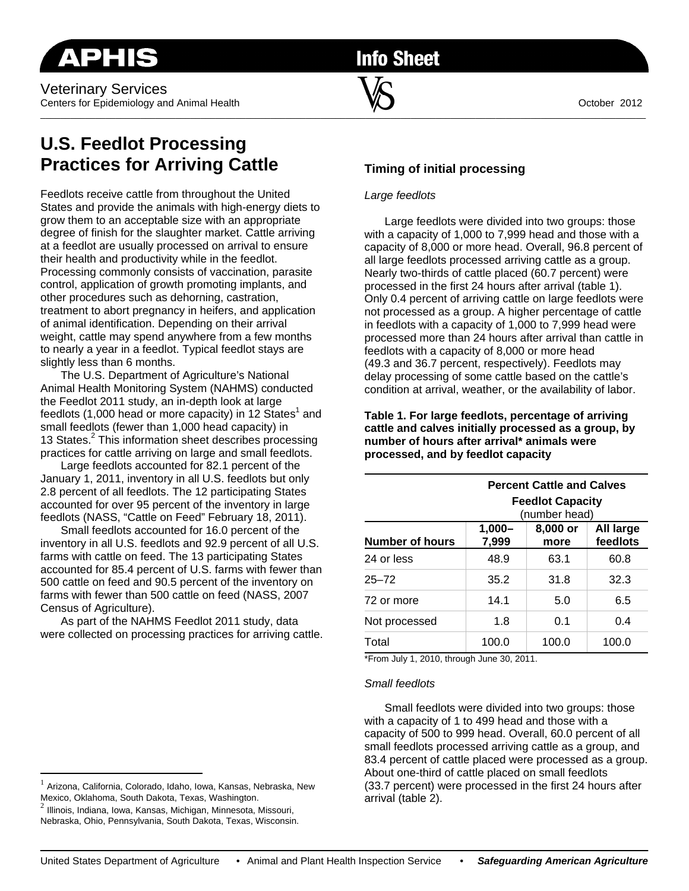APHIS

Info Sheet

Veterinary Services
Centers for Epidemiology and Animal Health

October 2012

# U.S. Feedlot Processing Practices for Arriving Cattle

Feedlots receive cattle from throughout the United States and provide the animals with high-energy diets to grow them to an acceptable size with an appropriate degree of finish for the slaughter market. Cattle arriving at a feedlot are usually processed on arrival to ensure their health and productivity while in the feedlot. Processing commonly consists of vaccination, parasite control, application of growth promoting implants, and other procedures such as dehorning, castration, treatment to abort pregnancy in heifers, and application of animal identification. Depending on their arrival weight, cattle may spend anywhere from a few months to nearly a year in a feedlot. Typical feedlot stays are slightly less than 6 months.

The U.S. Department of Agriculture's National Animal Health Monitoring System (NAHMS) conducted the Feedlot 2011 study, an in-depth look at large feedlots (1,000 head or more capacity) in 12 States[1] and small feedlots (fewer than 1,000 head capacity) in 13 States.[2] This information sheet describes processing practices for cattle arriving on large and small feedlots.

Large feedlots accounted for 82.1 percent of the January 1, 2011, inventory in all U.S. feedlots but only 2.8 percent of all feedlots. The 12 participating States accounted for over 95 percent of the inventory in large feedlots (NASS, "Cattle on Feed" February 18, 2011).

Small feedlots accounted for 16.0 percent of the inventory in all U.S. feedlots and 92.9 percent of all U.S. farms with cattle on feed. The 13 participating States accounted for 85.4 percent of U.S. farms with fewer than 500 cattle on feed and 90.5 percent of the inventory on farms with fewer than 500 cattle on feed (NASS, 2007 Census of Agriculture).

As part of the NAHMS Feedlot 2011 study, data were collected on processing practices for arriving cattle.

[1] Arizona, California, Colorado, Idaho, Iowa, Kansas, Nebraska, New Mexico, Oklahoma, South Dakota, Texas, Washington.

[2] Illinois, Indiana, Iowa, Kansas, Michigan, Minnesota, Missouri, Nebraska, Ohio, Pennsylvania, South Dakota, Texas, Wisconsin.

## Timing of initial processing

*Large feedlots*

Large feedlots were divided into two groups: those with a capacity of 1,000 to 7,999 head and those with a capacity of 8,000 or more head. Overall, 96.8 percent of all large feedlots processed arriving cattle as a group. Nearly two-thirds of cattle placed (60.7 percent) were processed in the first 24 hours after arrival (table 1). Only 0.4 percent of arriving cattle on large feedlots were not processed as a group. A higher percentage of cattle in feedlots with a capacity of 1,000 to 7,999 head were processed more than 24 hours after arrival than cattle in feedlots with a capacity of 8,000 or more head (49.3 and 36.7 percent, respectively). Feedlots may delay processing of some cattle based on the cattle's condition at arrival, weather, or the availability of labor.

**Table 1. For large feedlots, percentage of arriving cattle and calves initially processed as a group, by number of hours after arrival\* animals were processed, and by feedlot capacity**

| | Percent Cattle and Calves Feedlot Capacity (number head) | | |
|---|---|---|---|
| **Number of hours** | **1,000–7,999** | **8,000 or more** | **All large feedlots** |
| 24 or less | 48.9 | 63.1 | 60.8 |
| 25–72 | 35.2 | 31.8 | 32.3 |
| 72 or more | 14.1 | 5.0 | 6.5 |
| Not processed | 1.8 | 0.1 | 0.4 |
| Total | 100.0 | 100.0 | 100.0 |

\*From July 1, 2010, through June 30, 2011.

*Small feedlots*

Small feedlots were divided into two groups: those with a capacity of 1 to 499 head and those with a capacity of 500 to 999 head. Overall, 60.0 percent of all small feedlots processed arriving cattle as a group, and 83.4 percent of cattle placed were processed as a group. About one-third of cattle placed on small feedlots (33.7 percent) were processed in the first 24 hours after arrival (table 2).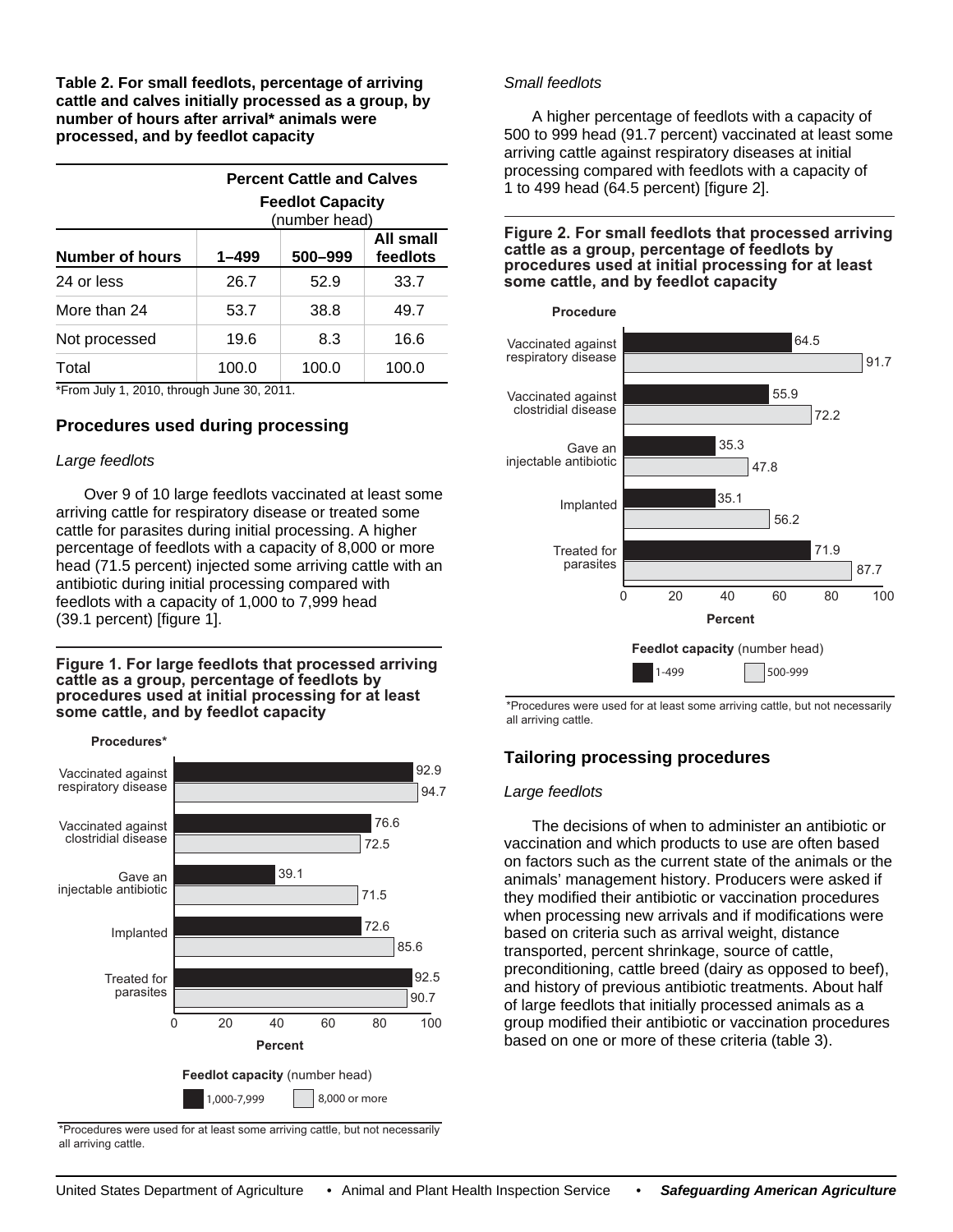**Table 2. For small feedlots, percentage of arriving cattle and calves initially processed as a group, by number of hours after arrival* animals were processed, and by feedlot capacity**

| | Percent Cattle and Calves | | |
|---|---|---|---|
| | Feedlot Capacity (number head) | | |
| Number of hours | 1–499 | 500–999 | All small feedlots |
| 24 or less | 26.7 | 52.9 | 33.7 |
| More than 24 | 53.7 | 38.8 | 49.7 |
| Not processed | 19.6 | 8.3 | 16.6 |
| Total | 100.0 | 100.0 | 100.0 |

*From July 1, 2010, through June 30, 2011.

## Procedures used during processing

*Large feedlots*

Over 9 of 10 large feedlots vaccinated at least some arriving cattle for respiratory disease or treated some cattle for parasites during initial processing. A higher percentage of feedlots with a capacity of 8,000 or more head (71.5 percent) injected some arriving cattle with an antibiotic during initial processing compared with feedlots with a capacity of 1,000 to 7,999 head (39.1 percent) [figure 1].

**Figure 1. For large feedlots that processed arriving cattle as a group, percentage of feedlots by procedures used at initial processing for at least some cattle, and by feedlot capacity**

| Procedures* | 1,000-7,999 | 8,000 or more |
|---|---|---|
| Vaccinated against respiratory disease | 92.9 | 94.7 |
| Vaccinated against clostridial disease | 76.6 | 72.5 |
| Gave an injectable antibiotic | 39.1 | 71.5 |
| Implanted | 72.6 | 85.6 |
| Treated for parasites | 92.5 | 90.7 |

*Procedures were used for at least some arriving cattle, but not necessarily all arriving cattle.

*Small feedlots*

A higher percentage of feedlots with a capacity of 500 to 999 head (91.7 percent) vaccinated at least some arriving cattle against respiratory diseases at initial processing compared with feedlots with a capacity of 1 to 499 head (64.5 percent) [figure 2].

**Figure 2. For small feedlots that processed arriving cattle as a group, percentage of feedlots by procedures used at initial processing for at least some cattle, and by feedlot capacity**

| Procedure | 1-499 | 500-999 |
|---|---|---|
| Vaccinated against respiratory disease | 64.5 | 91.7 |
| Vaccinated against clostridial disease | 55.9 | 72.2 |
| Gave an injectable antibiotic | 35.3 | 47.8 |
| Implanted | 35.1 | 56.2 |
| Treated for parasites | 71.9 | 87.7 |

*Procedures were used for at least some arriving cattle, but not necessarily all arriving cattle.

## Tailoring processing procedures

*Large feedlots*

The decisions of when to administer an antibiotic or vaccination and which products to use are often based on factors such as the current state of the animals or the animals' management history. Producers were asked if they modified their antibiotic or vaccination procedures when processing new arrivals and if modifications were based on criteria such as arrival weight, distance transported, percent shrinkage, source of cattle, preconditioning, cattle breed (dairy as opposed to beef), and history of previous antibiotic treatments. About half of large feedlots that initially processed animals as a group modified their antibiotic or vaccination procedures based on one or more of these criteria (table 3).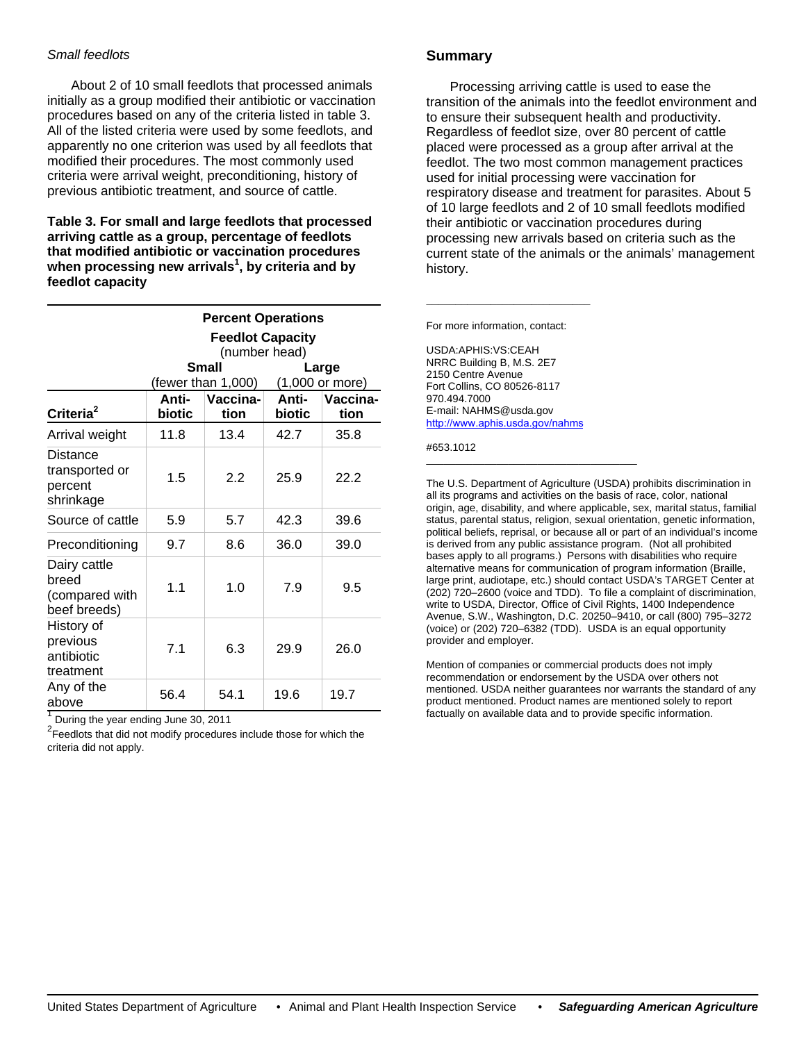*Small feedlots*

About 2 of 10 small feedlots that processed animals initially as a group modified their antibiotic or vaccination procedures based on any of the criteria listed in table 3. All of the listed criteria were used by some feedlots, and apparently no one criterion was used by all feedlots that modified their procedures. The most commonly used criteria were arrival weight, preconditioning, history of previous antibiotic treatment, and source of cattle.

**Table 3. For small and large feedlots that processed arriving cattle as a group, percentage of feedlots that modified antibiotic or vaccination procedures when processing new arrivals[1], by criteria and by feedlot capacity**

| | Percent Operations | | | |
|---|---|---|---|---|
| | Feedlot Capacity (number head) | | | |
| | Small (fewer than 1,000) | | Large (1,000 or more) | |
| Criteria[2] | Anti-biotic | Vaccina-tion | Anti-biotic | Vaccina-tion |
| Arrival weight | 11.8 | 13.4 | 42.7 | 35.8 |
| Distance transported or percent shrinkage | 1.5 | 2.2 | 25.9 | 22.2 |
| Source of cattle | 5.9 | 5.7 | 42.3 | 39.6 |
| Preconditioning | 9.7 | 8.6 | 36.0 | 39.0 |
| Dairy cattle breed (compared with beef breeds) | 1.1 | 1.0 | 7.9 | 9.5 |
| History of previous antibiotic treatment | 7.1 | 6.3 | 29.9 | 26.0 |
| Any of the above | 56.4 | 54.1 | 19.6 | 19.7 |

[1] During the year ending June 30, 2011

[2] Feedlots that did not modify procedures include those for which the criteria did not apply.

## Summary

Processing arriving cattle is used to ease the transition of the animals into the feedlot environment and to ensure their subsequent health and productivity. Regardless of feedlot size, over 80 percent of cattle placed were processed as a group after arrival at the feedlot. The two most common management practices used for initial processing were vaccination for respiratory disease and treatment for parasites. About 5 of 10 large feedlots and 2 of 10 small feedlots modified their antibiotic or vaccination procedures during processing new arrivals based on criteria such as the current state of the animals or the animals' management history.

---

For more information, contact:

USDA:APHIS:VS:CEAH
NRRC Building B, M.S. 2E7
2150 Centre Avenue
Fort Collins, CO 80526-8117
970.494.7000
E-mail: NAHMS@usda.gov
http://www.aphis.usda.gov/nahms

#653.1012

---

The U.S. Department of Agriculture (USDA) prohibits discrimination in all its programs and activities on the basis of race, color, national origin, age, disability, and where applicable, sex, marital status, familial status, parental status, religion, sexual orientation, genetic information, political beliefs, reprisal, or because all or part of an individual's income is derived from any public assistance program. (Not all prohibited bases apply to all programs.) Persons with disabilities who require alternative means for communication of program information (Braille, large print, audiotape, etc.) should contact USDA's TARGET Center at (202) 720–2600 (voice and TDD). To file a complaint of discrimination, write to USDA, Director, Office of Civil Rights, 1400 Independence Avenue, S.W., Washington, D.C. 20250–9410, or call (800) 795–3272 (voice) or (202) 720–6382 (TDD). USDA is an equal opportunity provider and employer.

Mention of companies or commercial products does not imply recommendation or endorsement by the USDA over others not mentioned. USDA neither guarantees nor warrants the standard of any product mentioned. Product names are mentioned solely to report factually on available data and to provide specific information.